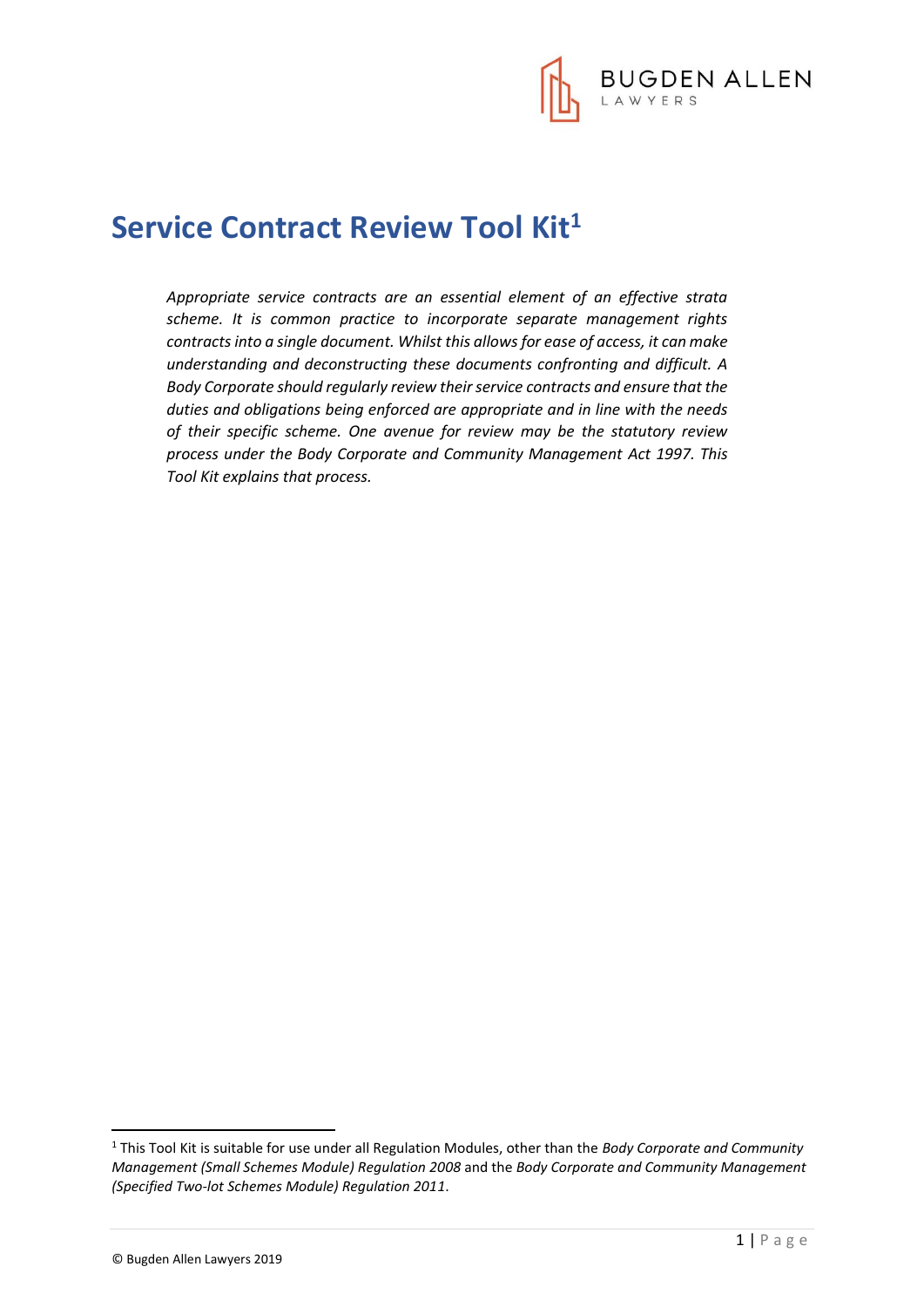# Service Contract Review Tool Kit[1]

*Appropriate service contracts are an essential element of an effective strata scheme. It is common practice to incorporate separate management rights contracts into a single document. Whilst this allows for ease of access, it can make understanding and deconstructing these documents confronting and difficult. A Body Corporate should regularly review their service contracts and ensure that the duties and obligations being enforced are appropriate and in line with the needs of their specific scheme. One avenue for review may be the statutory review process under the Body Corporate and Community Management Act 1997. This Tool Kit explains that process.*

[1] This Tool Kit is suitable for use under all Regulation Modules, other than the *Body Corporate and Community Management (Small Schemes Module) Regulation 2008* and the *Body Corporate and Community Management (Specified Two-lot Schemes Module) Regulation 2011*.

© Bugden Allen Lawyers 2019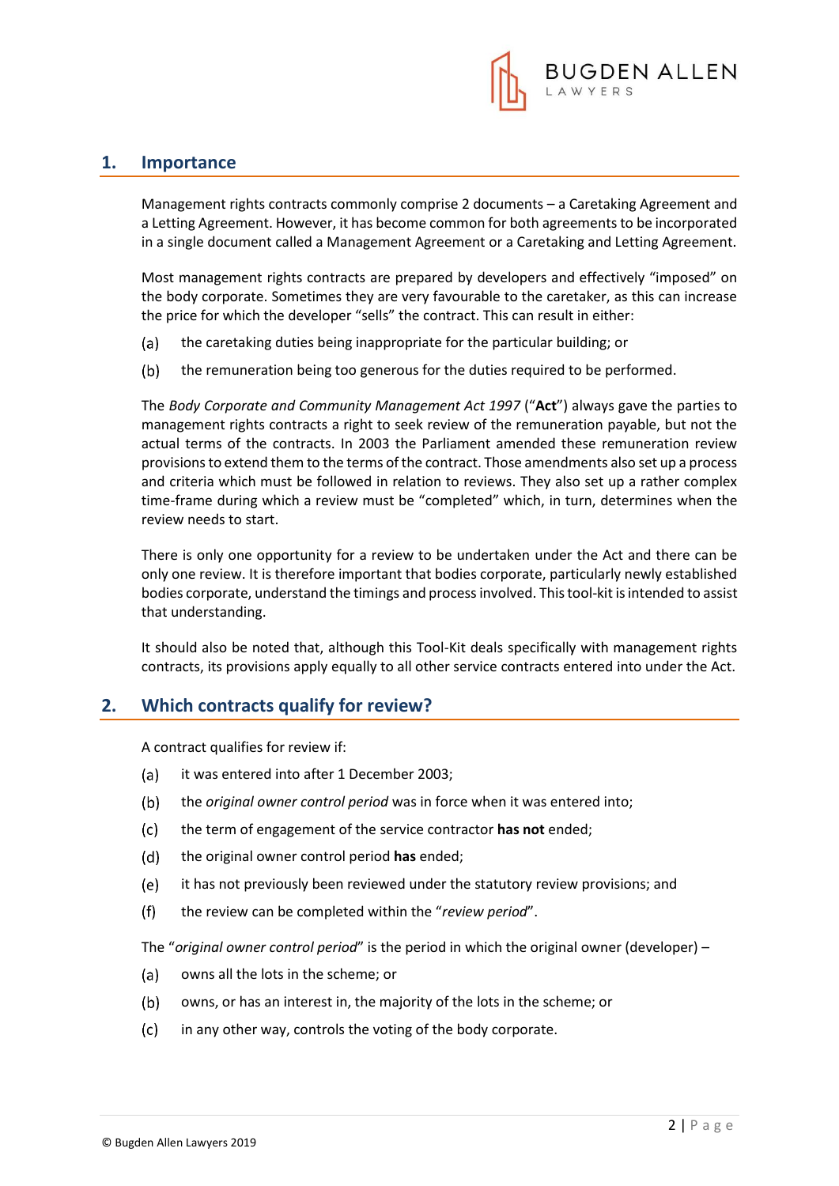## 1. Importance

Management rights contracts commonly comprise 2 documents – a Caretaking Agreement and a Letting Agreement. However, it has become common for both agreements to be incorporated in a single document called a Management Agreement or a Caretaking and Letting Agreement.

Most management rights contracts are prepared by developers and effectively "imposed" on the body corporate. Sometimes they are very favourable to the caretaker, as this can increase the price for which the developer "sells" the contract. This can result in either:

(a) the caretaking duties being inappropriate for the particular building; or

(b) the remuneration being too generous for the duties required to be performed.

The *Body Corporate and Community Management Act 1997* ("**Act**") always gave the parties to management rights contracts a right to seek review of the remuneration payable, but not the actual terms of the contracts. In 2003 the Parliament amended these remuneration review provisions to extend them to the terms of the contract. Those amendments also set up a process and criteria which must be followed in relation to reviews. They also set up a rather complex time-frame during which a review must be "completed" which, in turn, determines when the review needs to start.

There is only one opportunity for a review to be undertaken under the Act and there can be only one review. It is therefore important that bodies corporate, particularly newly established bodies corporate, understand the timings and process involved. This tool-kit is intended to assist that understanding.

It should also be noted that, although this Tool-Kit deals specifically with management rights contracts, its provisions apply equally to all other service contracts entered into under the Act.

## 2. Which contracts qualify for review?

A contract qualifies for review if:

(a) it was entered into after 1 December 2003;

(b) the *original owner control period* was in force when it was entered into;

(c) the term of engagement of the service contractor **has not** ended;

(d) the original owner control period **has** ended;

(e) it has not previously been reviewed under the statutory review provisions; and

(f) the review can be completed within the "*review period*".

The "*original owner control period*" is the period in which the original owner (developer) –

(a) owns all the lots in the scheme; or

(b) owns, or has an interest in, the majority of the lots in the scheme; or

(c) in any other way, controls the voting of the body corporate.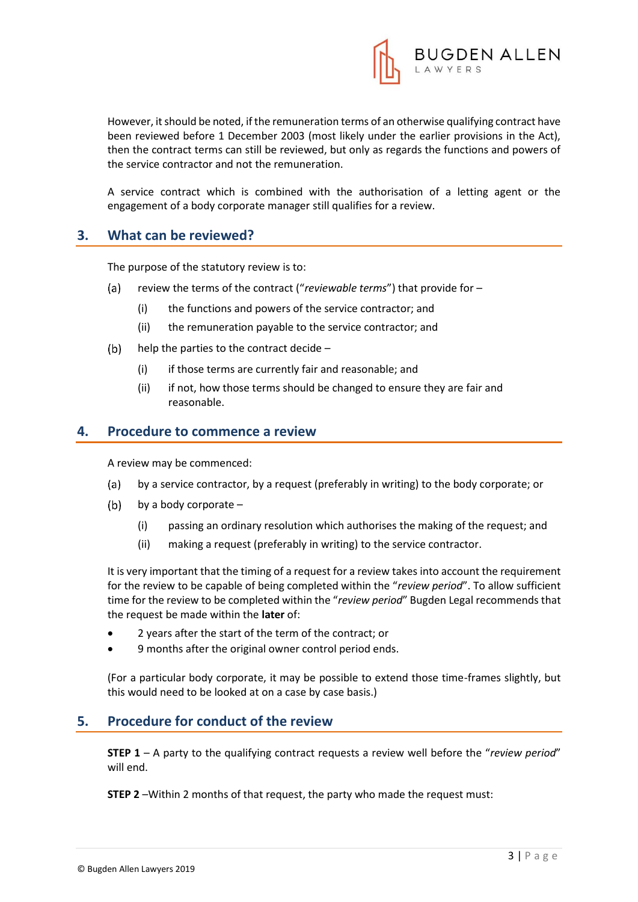However, it should be noted, if the remuneration terms of an otherwise qualifying contract have been reviewed before 1 December 2003 (most likely under the earlier provisions in the Act), then the contract terms can still be reviewed, but only as regards the functions and powers of the service contractor and not the remuneration.

A service contract which is combined with the authorisation of a letting agent or the engagement of a body corporate manager still qualifies for a review.

## 3. What can be reviewed?

The purpose of the statutory review is to:

(a) review the terms of the contract ("*reviewable terms*") that provide for –

   (i) the functions and powers of the service contractor; and

   (ii) the remuneration payable to the service contractor; and

(b) help the parties to the contract decide –

   (i) if those terms are currently fair and reasonable; and

   (ii) if not, how those terms should be changed to ensure they are fair and reasonable.

## 4. Procedure to commence a review

A review may be commenced:

(a) by a service contractor, by a request (preferably in writing) to the body corporate; or

(b) by a body corporate –

   (i) passing an ordinary resolution which authorises the making of the request; and

   (ii) making a request (preferably in writing) to the service contractor.

It is very important that the timing of a request for a review takes into account the requirement for the review to be capable of being completed within the "*review period*". To allow sufficient time for the review to be completed within the "*review period*" Bugden Legal recommends that the request be made within the **later** of:

- 2 years after the start of the term of the contract; or
- 9 months after the original owner control period ends.

(For a particular body corporate, it may be possible to extend those time-frames slightly, but this would need to be looked at on a case by case basis.)

## 5. Procedure for conduct of the review

**STEP 1** – A party to the qualifying contract requests a review well before the "*review period*" will end.

**STEP 2** –Within 2 months of that request, the party who made the request must: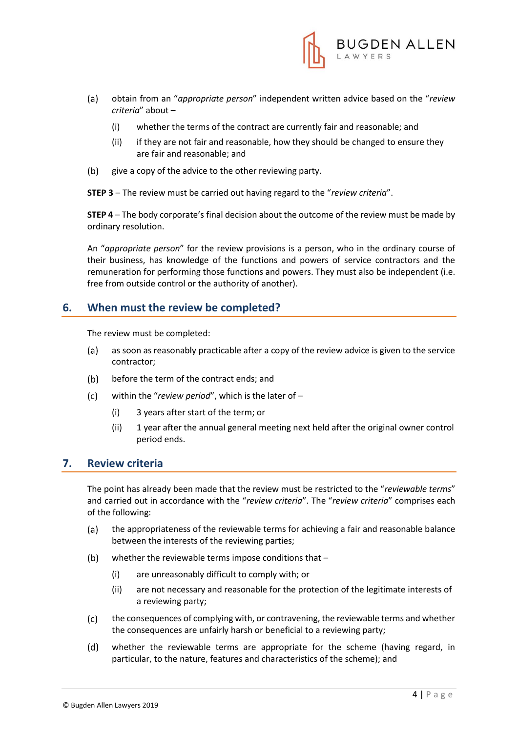(a) obtain from an "*appropriate person*" independent written advice based on the "*review criteria*" about –

    (i) whether the terms of the contract are currently fair and reasonable; and

    (ii) if they are not fair and reasonable, how they should be changed to ensure they are fair and reasonable; and

(b) give a copy of the advice to the other reviewing party.

**STEP 3** – The review must be carried out having regard to the "*review criteria*".

**STEP 4** – The body corporate's final decision about the outcome of the review must be made by ordinary resolution.

An "*appropriate person*" for the review provisions is a person, who in the ordinary course of their business, has knowledge of the functions and powers of service contractors and the remuneration for performing those functions and powers. They must also be independent (i.e. free from outside control or the authority of another).

## 6. When must the review be completed?

The review must be completed:

(a) as soon as reasonably practicable after a copy of the review advice is given to the service contractor;

(b) before the term of the contract ends; and

(c) within the "*review period*", which is the later of –

    (i) 3 years after start of the term; or

    (ii) 1 year after the annual general meeting next held after the original owner control period ends.

## 7. Review criteria

The point has already been made that the review must be restricted to the "*reviewable terms*" and carried out in accordance with the "*review criteria*". The "*review criteria*" comprises each of the following:

(a) the appropriateness of the reviewable terms for achieving a fair and reasonable balance between the interests of the reviewing parties;

(b) whether the reviewable terms impose conditions that –

    (i) are unreasonably difficult to comply with; or

    (ii) are not necessary and reasonable for the protection of the legitimate interests of a reviewing party;

(c) the consequences of complying with, or contravening, the reviewable terms and whether the consequences are unfairly harsh or beneficial to a reviewing party;

(d) whether the reviewable terms are appropriate for the scheme (having regard, in particular, to the nature, features and characteristics of the scheme); and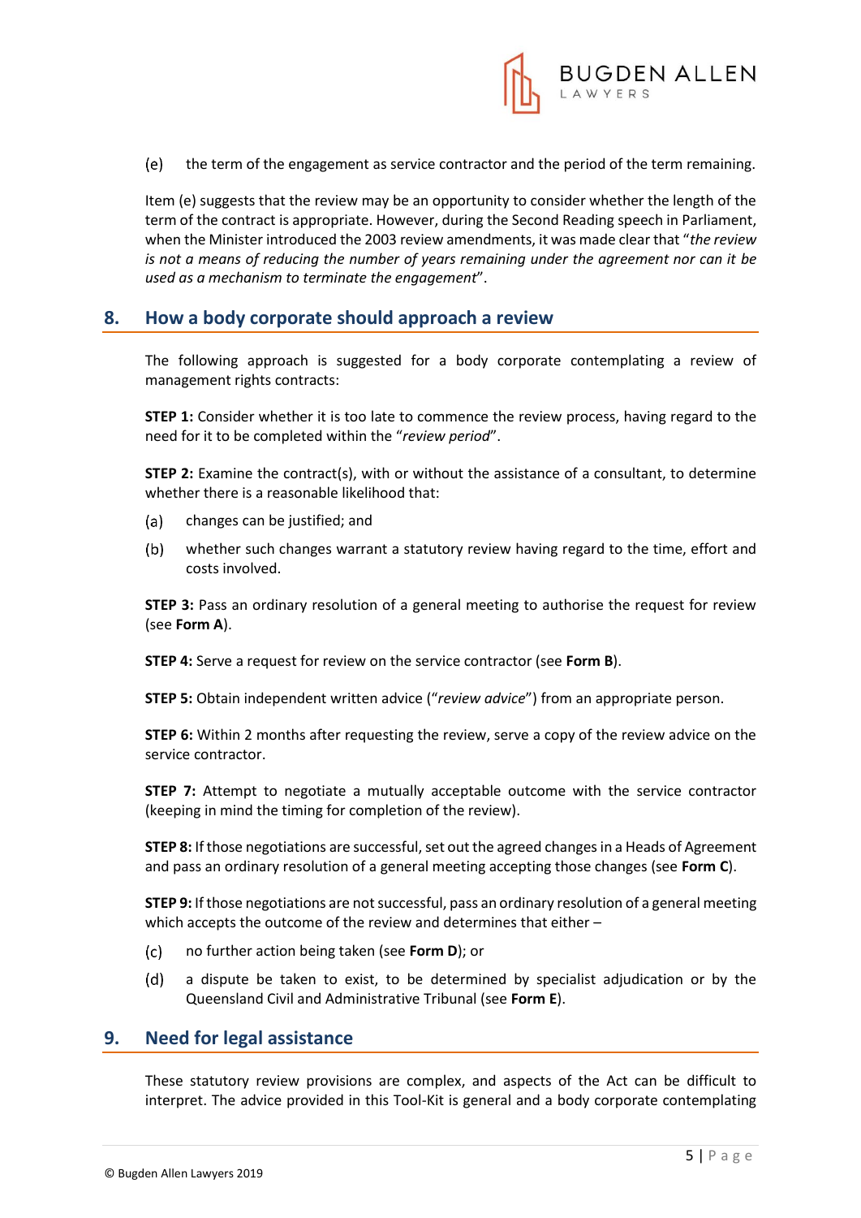(e) the term of the engagement as service contractor and the period of the term remaining.

Item (e) suggests that the review may be an opportunity to consider whether the length of the term of the contract is appropriate. However, during the Second Reading speech in Parliament, when the Minister introduced the 2003 review amendments, it was made clear that "*the review is not a means of reducing the number of years remaining under the agreement nor can it be used as a mechanism to terminate the engagement*".

## 8. How a body corporate should approach a review

The following approach is suggested for a body corporate contemplating a review of management rights contracts:

**STEP 1:** Consider whether it is too late to commence the review process, having regard to the need for it to be completed within the "*review period*".

**STEP 2:** Examine the contract(s), with or without the assistance of a consultant, to determine whether there is a reasonable likelihood that:

(a) changes can be justified; and

(b) whether such changes warrant a statutory review having regard to the time, effort and costs involved.

**STEP 3:** Pass an ordinary resolution of a general meeting to authorise the request for review (see **Form A**).

**STEP 4:** Serve a request for review on the service contractor (see **Form B**).

**STEP 5:** Obtain independent written advice ("*review advice*") from an appropriate person.

**STEP 6:** Within 2 months after requesting the review, serve a copy of the review advice on the service contractor.

**STEP 7:** Attempt to negotiate a mutually acceptable outcome with the service contractor (keeping in mind the timing for completion of the review).

**STEP 8:** If those negotiations are successful, set out the agreed changes in a Heads of Agreement and pass an ordinary resolution of a general meeting accepting those changes (see **Form C**).

**STEP 9:** If those negotiations are not successful, pass an ordinary resolution of a general meeting which accepts the outcome of the review and determines that either –

(c) no further action being taken (see **Form D**); or

(d) a dispute be taken to exist, to be determined by specialist adjudication or by the Queensland Civil and Administrative Tribunal (see **Form E**).

## 9. Need for legal assistance

These statutory review provisions are complex, and aspects of the Act can be difficult to interpret. The advice provided in this Tool-Kit is general and a body corporate contemplating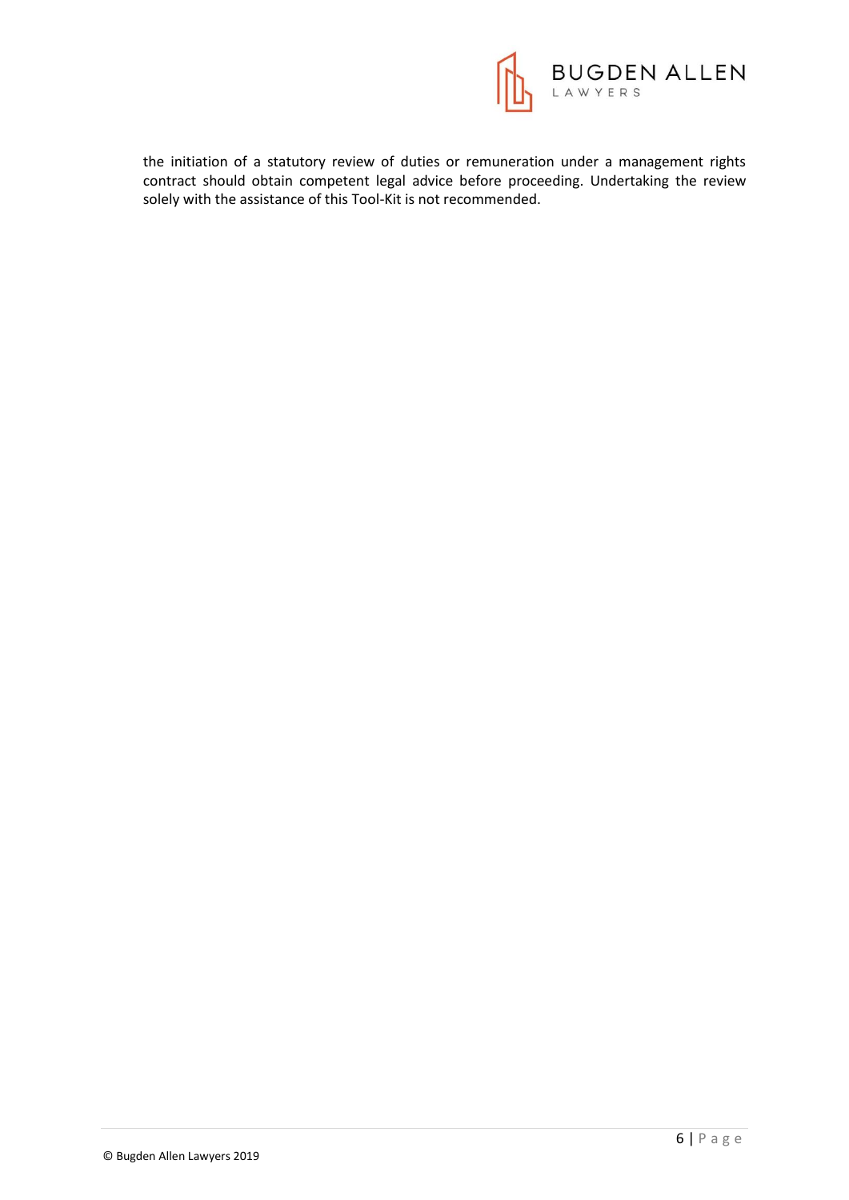the initiation of a statutory review of duties or remuneration under a management rights contract should obtain competent legal advice before proceeding. Undertaking the review solely with the assistance of this Tool-Kit is not recommended.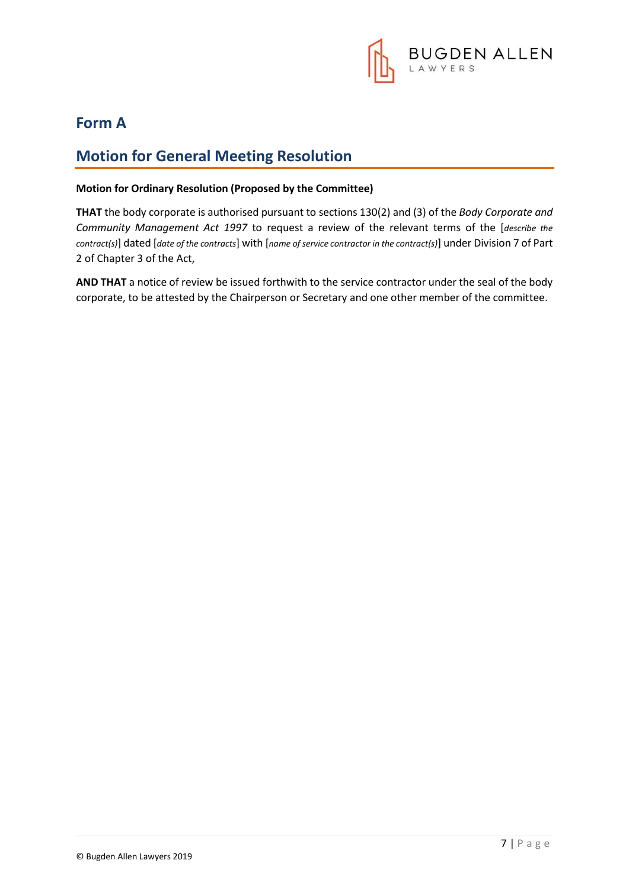# Form A

## Motion for General Meeting Resolution

**Motion for Ordinary Resolution (Proposed by the Committee)**

**THAT** the body corporate is authorised pursuant to sections 130(2) and (3) of the *Body Corporate and Community Management Act 1997* to request a review of the relevant terms of the [*describe the contract(s)*] dated [*date of the contracts*] with [*name of service contractor in the contract(s)*] under Division 7 of Part 2 of Chapter 3 of the Act,

**AND THAT** a notice of review be issued forthwith to the service contractor under the seal of the body corporate, to be attested by the Chairperson or Secretary and one other member of the committee.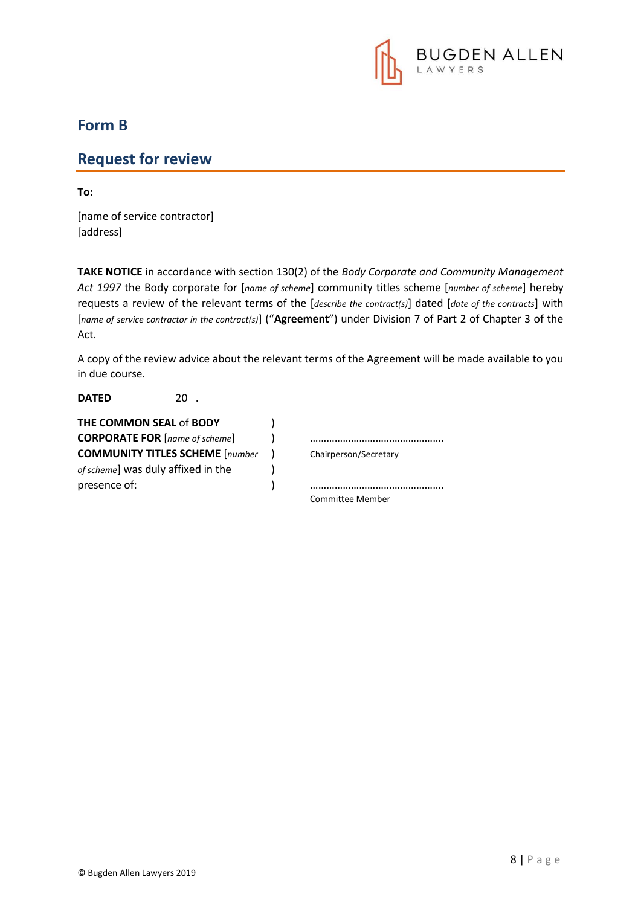## Form B

## Request for review

**To:**

[name of service contractor]
[address]

**TAKE NOTICE** in accordance with section 130(2) of the *Body Corporate and Community Management Act 1997* the Body corporate for [*name of scheme*] community titles scheme [*number of scheme*] hereby requests a review of the relevant terms of the [*describe the contract(s)*] dated [*date of the contracts*] with [*name of service contractor in the contract(s)*] ("**Agreement**") under Division 7 of Part 2 of Chapter 3 of the Act.

A copy of the review advice about the relevant terms of the Agreement will be made available to you in due course.

**DATED** 20 .

| | | |
|---|---|---|
| **THE COMMON SEAL** of **BODY CORPORATE FOR** [*name of scheme*] **COMMUNITY TITLES SCHEME** [*number of scheme*] was duly affixed in the presence of: | ) ) ) ) ) | ............................................. Chairperson/Secretary<br><br>............................................. Committee Member |

© Bugden Allen Lawyers 2019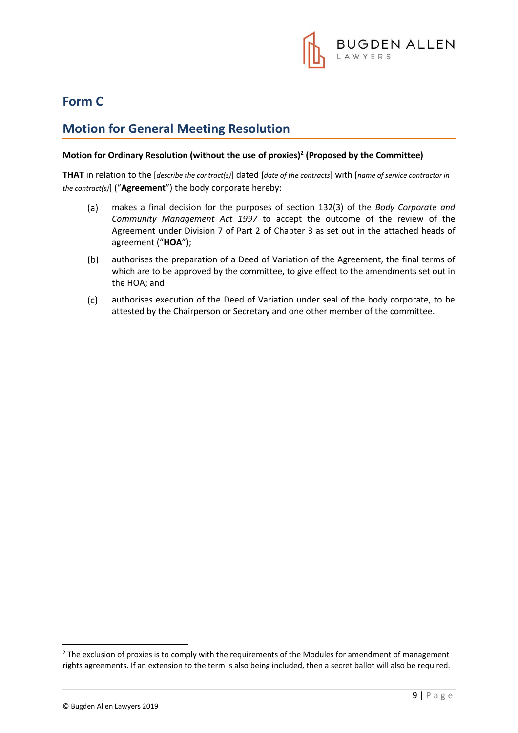# Form C

## Motion for General Meeting Resolution

**Motion for Ordinary Resolution (without the use of proxies)[2] (Proposed by the Committee)**

**THAT** in relation to the [*describe the contract(s)*] dated [*date of the contracts*] with [*name of service contractor in the contract(s)*] ("**Agreement**") the body corporate hereby:

(a) makes a final decision for the purposes of section 132(3) of the *Body Corporate and Community Management Act 1997* to accept the outcome of the review of the Agreement under Division 7 of Part 2 of Chapter 3 as set out in the attached heads of agreement ("**HOA**");

(b) authorises the preparation of a Deed of Variation of the Agreement, the final terms of which are to be approved by the committee, to give effect to the amendments set out in the HOA; and

(c) authorises execution of the Deed of Variation under seal of the body corporate, to be attested by the Chairperson or Secretary and one other member of the committee.

---

[2] The exclusion of proxies is to comply with the requirements of the Modules for amendment of management rights agreements. If an extension to the term is also being included, then a secret ballot will also be required.

© Bugden Allen Lawyers 2019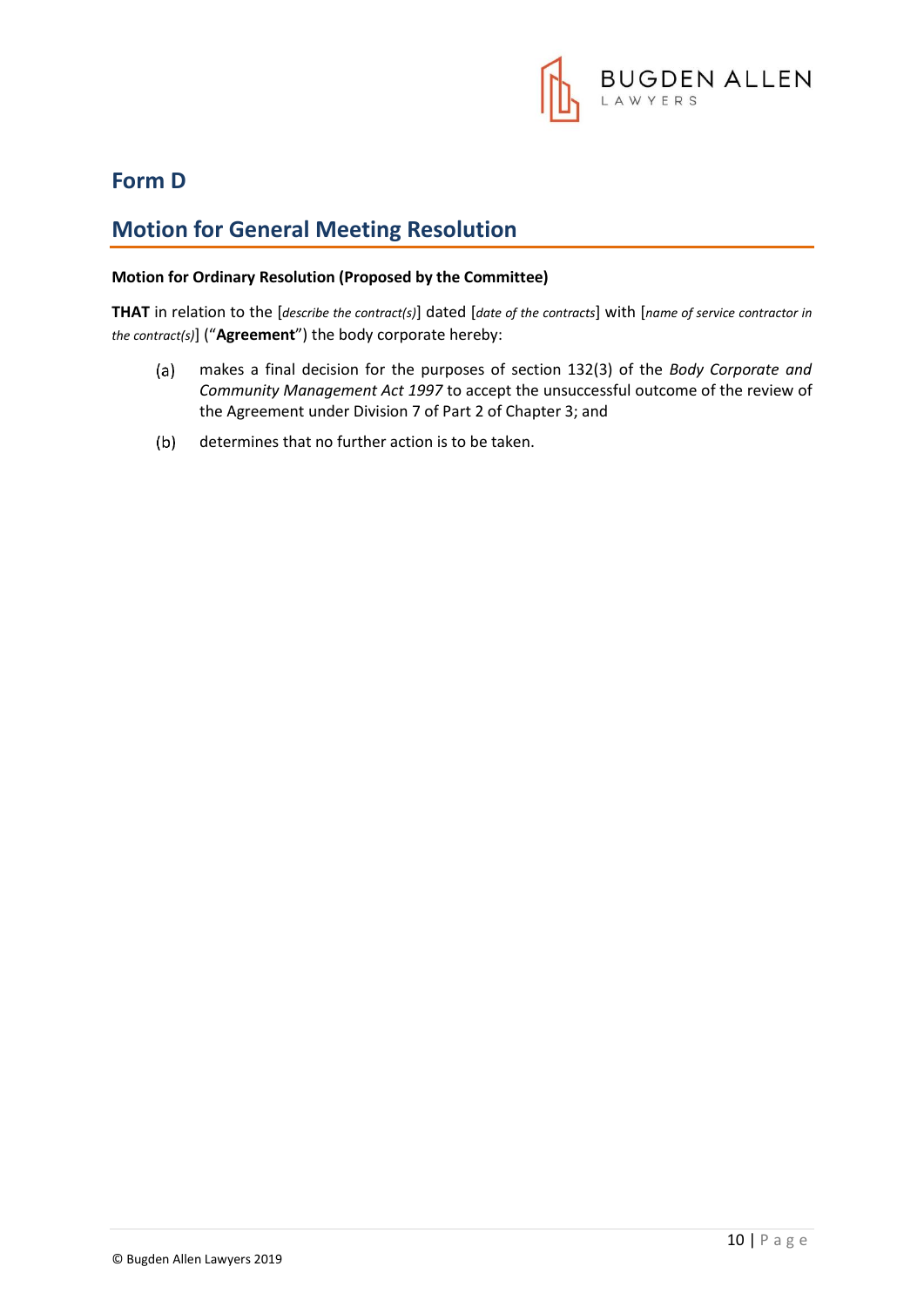## Form D

## Motion for General Meeting Resolution

**Motion for Ordinary Resolution (Proposed by the Committee)**

**THAT** in relation to the [*describe the contract(s)*] dated [*date of the contracts*] with [*name of service contractor in the contract(s)*] ("**Agreement**") the body corporate hereby:

(a) makes a final decision for the purposes of section 132(3) of the *Body Corporate and Community Management Act 1997* to accept the unsuccessful outcome of the review of the Agreement under Division 7 of Part 2 of Chapter 3; and

(b) determines that no further action is to be taken.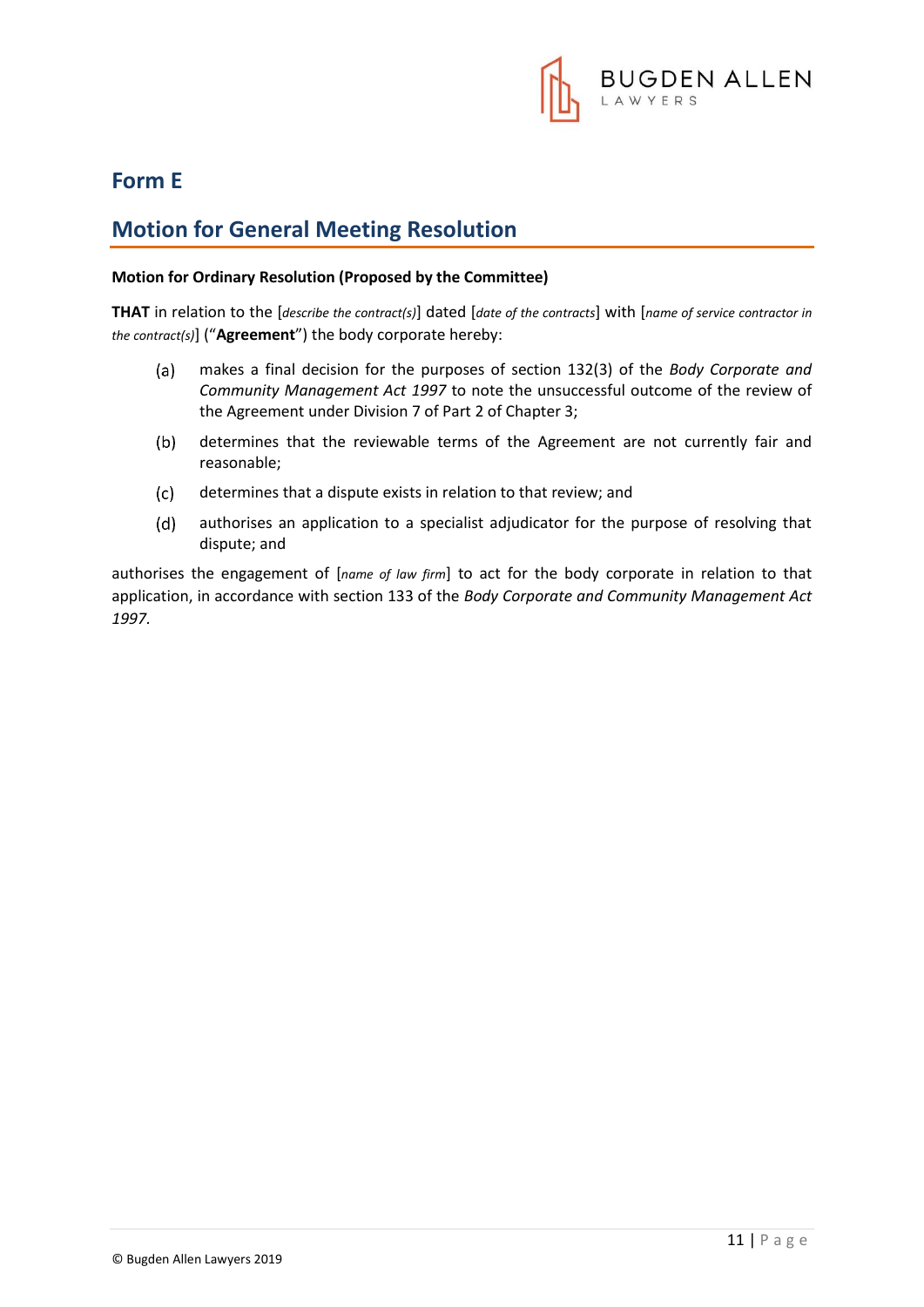## Form E

## Motion for General Meeting Resolution

**Motion for Ordinary Resolution (Proposed by the Committee)**

**THAT** in relation to the [*describe the contract(s)*] dated [*date of the contracts*] with [*name of service contractor in the contract(s)*] ("**Agreement**") the body corporate hereby:

(a) makes a final decision for the purposes of section 132(3) of the *Body Corporate and Community Management Act 1997* to note the unsuccessful outcome of the review of the Agreement under Division 7 of Part 2 of Chapter 3;

(b) determines that the reviewable terms of the Agreement are not currently fair and reasonable;

(c) determines that a dispute exists in relation to that review; and

(d) authorises an application to a specialist adjudicator for the purpose of resolving that dispute; and

authorises the engagement of [*name of law firm*] to act for the body corporate in relation to that application, in accordance with section 133 of the *Body Corporate and Community Management Act 1997*.

© Bugden Allen Lawyers 2019